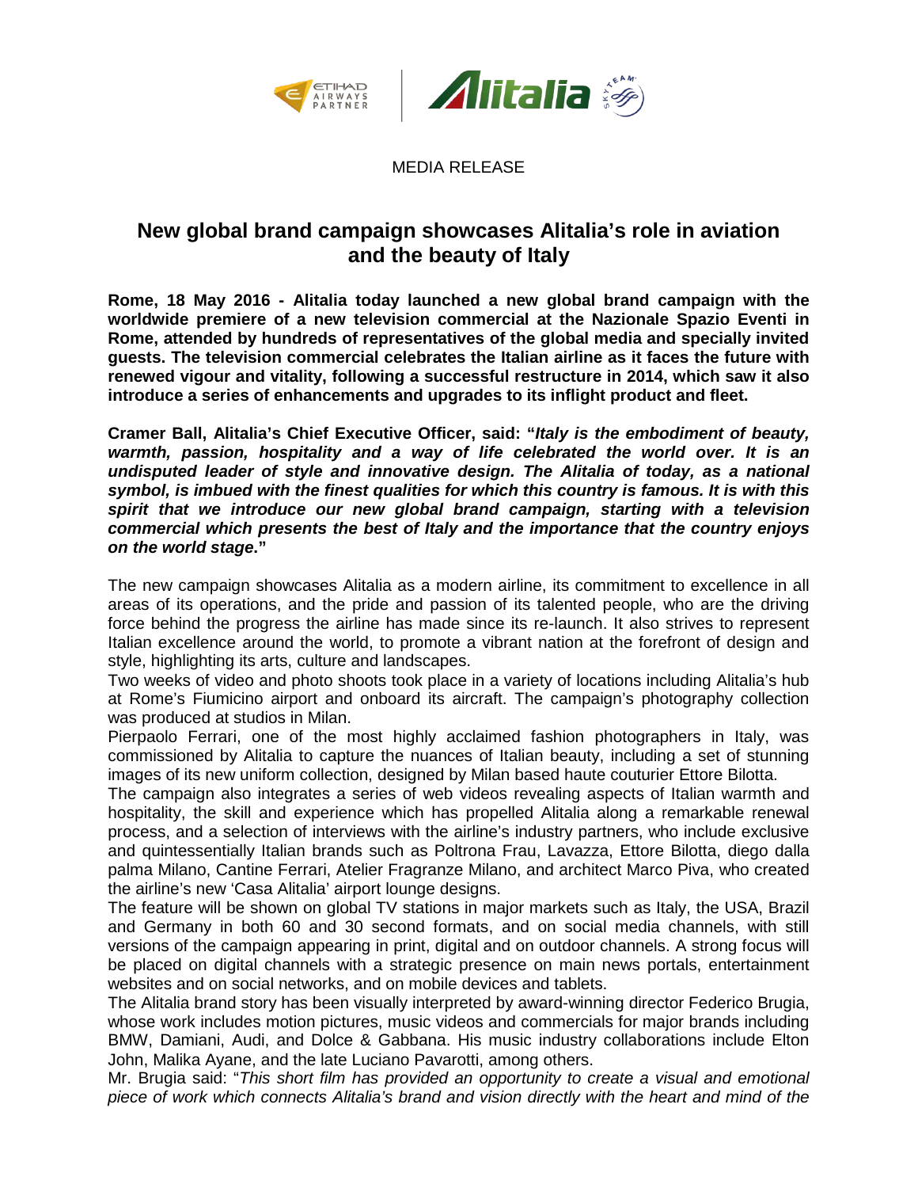MEDIA RELEASE

# New global brand campaign showcases Alitalia's role in aviation and the beauty of Italy

**Rome, 18 May 2016 - Alitalia today launched a new global brand campaign with the worldwide premiere of a new television commercial at the Nazionale Spazio Eventi in Rome, attended by hundreds of representatives of the global media and specially invited guests. The television commercial celebrates the Italian airline as it faces the future with renewed vigour and vitality, following a successful restructure in 2014, which saw it also introduce a series of enhancements and upgrades to its inflight product and fleet.**

**Cramer Ball, Alitalia's Chief Executive Officer, said: "*Italy is the embodiment of beauty, warmth, passion, hospitality and a way of life celebrated the world over. It is an undisputed leader of style and innovative design. The Alitalia of today, as a national symbol, is imbued with the finest qualities for which this country is famous. It is with this spirit that we introduce our new global brand campaign, starting with a television commercial which presents the best of Italy and the importance that the country enjoys on the world stage.*"**

The new campaign showcases Alitalia as a modern airline, its commitment to excellence in all areas of its operations, and the pride and passion of its talented people, who are the driving force behind the progress the airline has made since its re-launch. It also strives to represent Italian excellence around the world, to promote a vibrant nation at the forefront of design and style, highlighting its arts, culture and landscapes.

Two weeks of video and photo shoots took place in a variety of locations including Alitalia's hub at Rome's Fiumicino airport and onboard its aircraft. The campaign's photography collection was produced at studios in Milan.

Pierpaolo Ferrari, one of the most highly acclaimed fashion photographers in Italy, was commissioned by Alitalia to capture the nuances of Italian beauty, including a set of stunning images of its new uniform collection, designed by Milan based haute couturier Ettore Bilotta.

The campaign also integrates a series of web videos revealing aspects of Italian warmth and hospitality, the skill and experience which has propelled Alitalia along a remarkable renewal process, and a selection of interviews with the airline's industry partners, who include exclusive and quintessentially Italian brands such as Poltrona Frau, Lavazza, Ettore Bilotta, diego dalla palma Milano, Cantine Ferrari, Atelier Fragranze Milano, and architect Marco Piva, who created the airline's new 'Casa Alitalia' airport lounge designs.

The feature will be shown on global TV stations in major markets such as Italy, the USA, Brazil and Germany in both 60 and 30 second formats, and on social media channels, with still versions of the campaign appearing in print, digital and on outdoor channels. A strong focus will be placed on digital channels with a strategic presence on main news portals, entertainment websites and on social networks, and on mobile devices and tablets.

The Alitalia brand story has been visually interpreted by award-winning director Federico Brugia, whose work includes motion pictures, music videos and commercials for major brands including BMW, Damiani, Audi, and Dolce & Gabbana. His music industry collaborations include Elton John, Malika Ayane, and the late Luciano Pavarotti, among others.

Mr. Brugia said: "*This short film has provided an opportunity to create a visual and emotional piece of work which connects Alitalia's brand and vision directly with the heart and mind of the*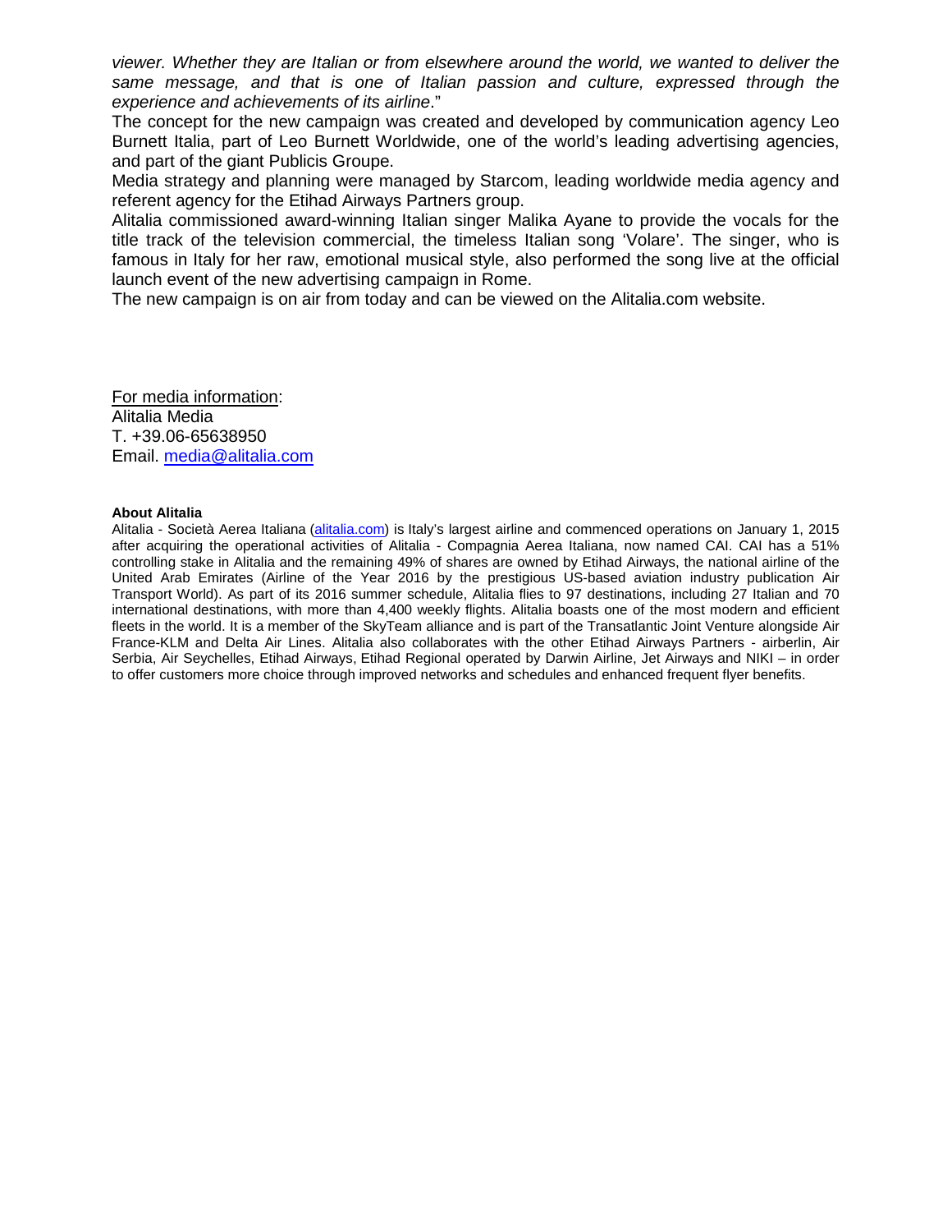*viewer. Whether they are Italian or from elsewhere around the world, we wanted to deliver the same message, and that is one of Italian passion and culture, expressed through the experience and achievements of its airline*."

The concept for the new campaign was created and developed by communication agency Leo Burnett Italia, part of Leo Burnett Worldwide, one of the world's leading advertising agencies, and part of the giant Publicis Groupe.

Media strategy and planning were managed by Starcom, leading worldwide media agency and referent agency for the Etihad Airways Partners group.

Alitalia commissioned award-winning Italian singer Malika Ayane to provide the vocals for the title track of the television commercial, the timeless Italian song 'Volare'. The singer, who is famous in Italy for her raw, emotional musical style, also performed the song live at the official launch event of the new advertising campaign in Rome.

The new campaign is on air from today and can be viewed on the Alitalia.com website.

For media information:
Alitalia Media
T. +39.06-65638950
Email. media@alitalia.com

**About Alitalia**

Alitalia - Società Aerea Italiana (alitalia.com) is Italy's largest airline and commenced operations on January 1, 2015 after acquiring the operational activities of Alitalia - Compagnia Aerea Italiana, now named CAI. CAI has a 51% controlling stake in Alitalia and the remaining 49% of shares are owned by Etihad Airways, the national airline of the United Arab Emirates (Airline of the Year 2016 by the prestigious US-based aviation industry publication Air Transport World). As part of its 2016 summer schedule, Alitalia flies to 97 destinations, including 27 Italian and 70 international destinations, with more than 4,400 weekly flights. Alitalia boasts one of the most modern and efficient fleets in the world. It is a member of the SkyTeam alliance and is part of the Transatlantic Joint Venture alongside Air France-KLM and Delta Air Lines. Alitalia also collaborates with the other Etihad Airways Partners - airberlin, Air Serbia, Air Seychelles, Etihad Airways, Etihad Regional operated by Darwin Airline, Jet Airways and NIKI – in order to offer customers more choice through improved networks and schedules and enhanced frequent flyer benefits.